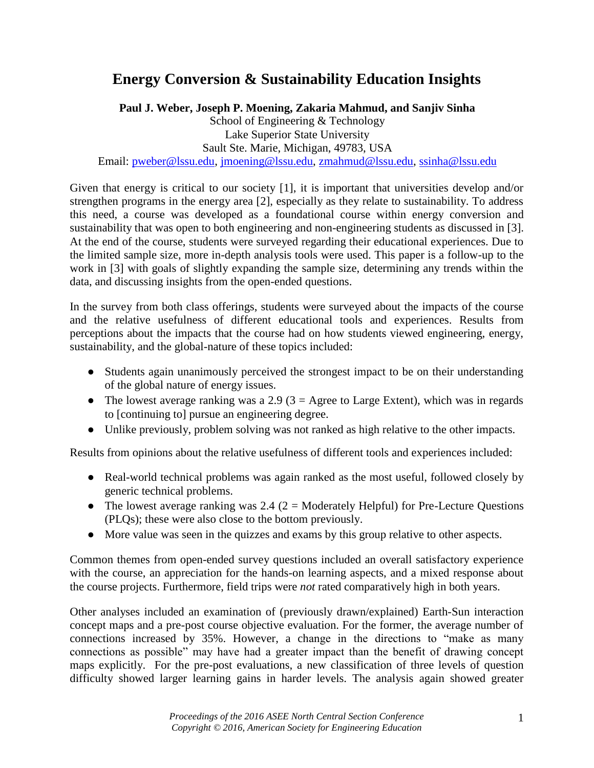# Energy Conversion & Sustainability Education Insights

**Paul J. Weber, Joseph P. Moening, Zakaria Mahmud, and Sanjiv Sinha**
School of Engineering & Technology
Lake Superior State University
Sault Ste. Marie, Michigan, 49783, USA
Email: pweber@lssu.edu, jmoening@lssu.edu, zmahmud@lssu.edu, ssinha@lssu.edu

Given that energy is critical to our society [1], it is important that universities develop and/or strengthen programs in the energy area [2], especially as they relate to sustainability. To address this need, a course was developed as a foundational course within energy conversion and sustainability that was open to both engineering and non-engineering students as discussed in [3]. At the end of the course, students were surveyed regarding their educational experiences. Due to the limited sample size, more in-depth analysis tools were used. This paper is a follow-up to the work in [3] with goals of slightly expanding the sample size, determining any trends within the data, and discussing insights from the open-ended questions.

In the survey from both class offerings, students were surveyed about the impacts of the course and the relative usefulness of different educational tools and experiences. Results from perceptions about the impacts that the course had on how students viewed engineering, energy, sustainability, and the global-nature of these topics included:

- Students again unanimously perceived the strongest impact to be on their understanding of the global nature of energy issues.
- The lowest average ranking was a 2.9 (3 = Agree to Large Extent), which was in regards to [continuing to] pursue an engineering degree.
- Unlike previously, problem solving was not ranked as high relative to the other impacts.

Results from opinions about the relative usefulness of different tools and experiences included:

- Real-world technical problems was again ranked as the most useful, followed closely by generic technical problems.
- The lowest average ranking was 2.4 (2 = Moderately Helpful) for Pre-Lecture Questions (PLQs); these were also close to the bottom previously.
- More value was seen in the quizzes and exams by this group relative to other aspects.

Common themes from open-ended survey questions included an overall satisfactory experience with the course, an appreciation for the hands-on learning aspects, and a mixed response about the course projects. Furthermore, field trips were *not* rated comparatively high in both years.

Other analyses included an examination of (previously drawn/explained) Earth-Sun interaction concept maps and a pre-post course objective evaluation. For the former, the average number of connections increased by 35%. However, a change in the directions to "make as many connections as possible" may have had a greater impact than the benefit of drawing concept maps explicitly. For the pre-post evaluations, a new classification of three levels of question difficulty showed larger learning gains in harder levels. The analysis again showed greater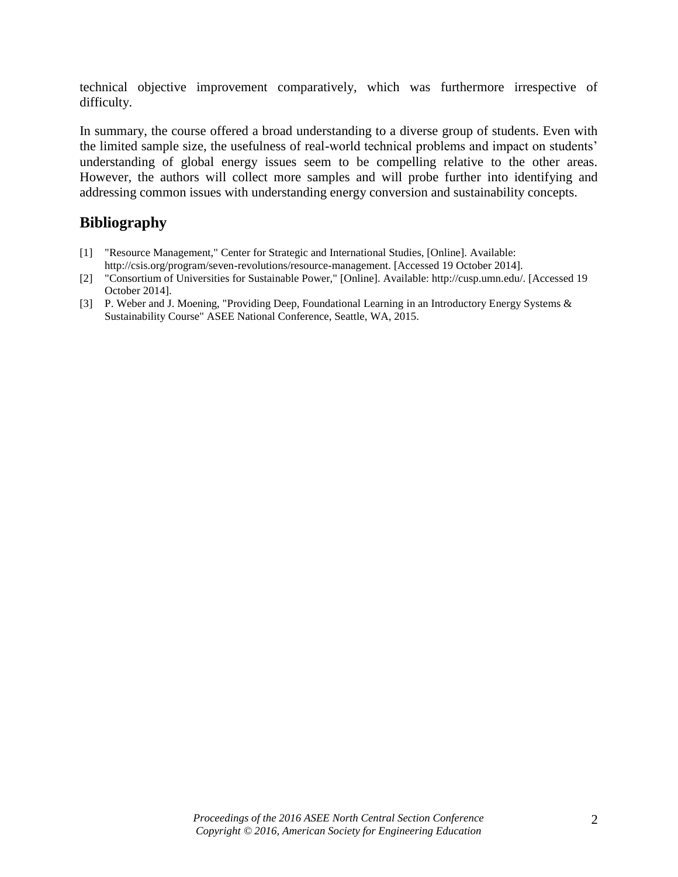technical objective improvement comparatively, which was furthermore irrespective of difficulty.

In summary, the course offered a broad understanding to a diverse group of students. Even with the limited sample size, the usefulness of real-world technical problems and impact on students' understanding of global energy issues seem to be compelling relative to the other areas. However, the authors will collect more samples and will probe further into identifying and addressing common issues with understanding energy conversion and sustainability concepts.

## Bibliography

[1] "Resource Management," Center for Strategic and International Studies, [Online]. Available: http://csis.org/program/seven-revolutions/resource-management. [Accessed 19 October 2014].

[2] "Consortium of Universities for Sustainable Power," [Online]. Available: http://cusp.umn.edu/. [Accessed 19 October 2014].

[3] P. Weber and J. Moening, "Providing Deep, Foundational Learning in an Introductory Energy Systems & Sustainability Course" ASEE National Conference, Seattle, WA, 2015.